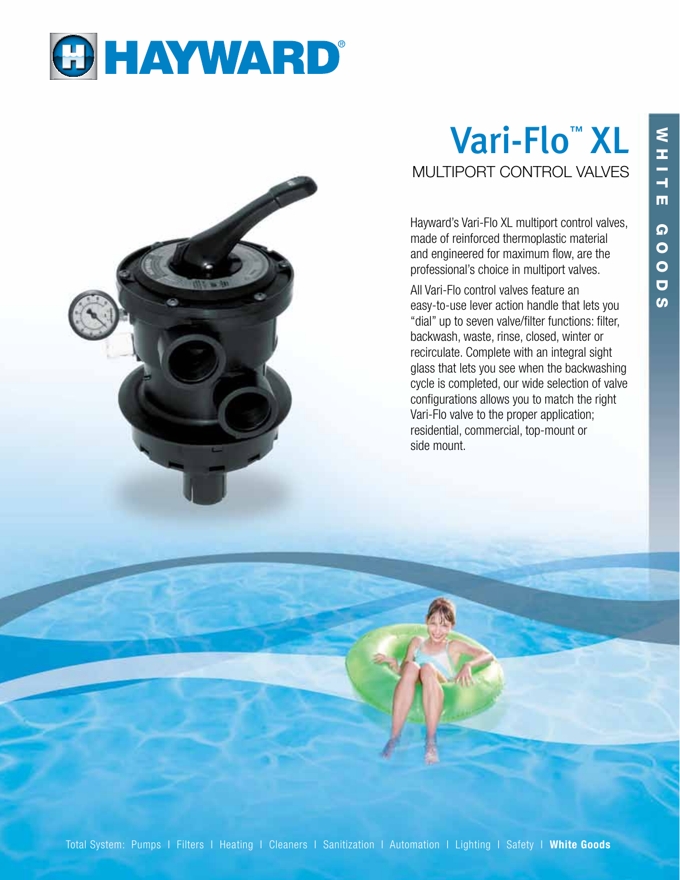# HAYWARD®

# Vari-Flo™ XL

## MULTIPORT CONTROL VALVES

Hayward's Vari-Flo XL multiport control valves, made of reinforced thermoplastic material and engineered for maximum flow, are the professional's choice in multiport valves.

All Vari-Flo control valves feature an easy-to-use lever action handle that lets you "dial" up to seven valve/filter functions: filter, backwash, waste, rinse, closed, winter or recirculate. Complete with an integral sight glass that lets you see when the backwashing cycle is completed, our wide selection of valve configurations allows you to match the right Vari-Flo valve to the proper application; residential, commercial, top-mount or side mount.

WHITE GOODS

Total System: Pumps | Filters | Heating | Cleaners | Sanitization | Automation | Lighting | Safety | **White Goods**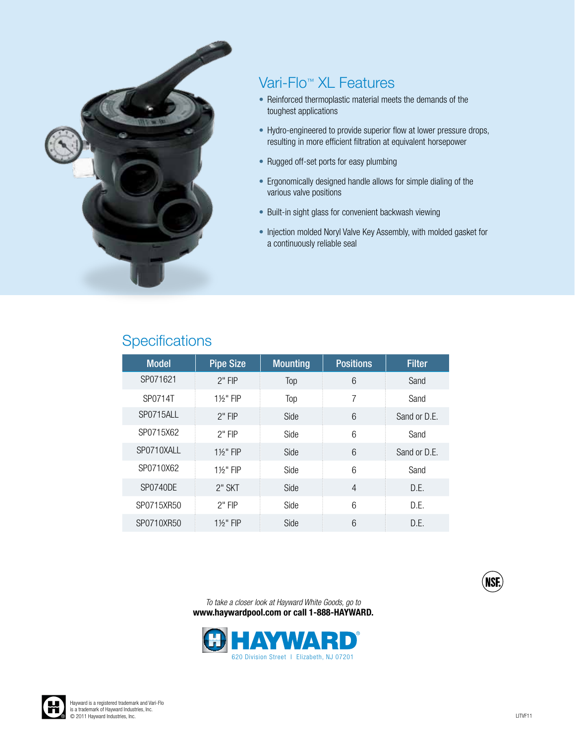## Vari-Flo™ XL Features

- Reinforced thermoplastic material meets the demands of the toughest applications
- Hydro-engineered to provide superior flow at lower pressure drops, resulting in more efficient filtration at equivalent horsepower
- Rugged off-set ports for easy plumbing
- Ergonomically designed handle allows for simple dialing of the various valve positions
- Built-in sight glass for convenient backwash viewing
- Injection molded Noryl Valve Key Assembly, with molded gasket for a continuously reliable seal

## Specifications

| Model | Pipe Size | Mounting | Positions | Filter |
|---|---|---|---|---|
| SP071621 | 2" FIP | Top | 6 | Sand |
| SP0714T | 1½" FIP | Top | 7 | Sand |
| SP0715ALL | 2" FIP | Side | 6 | Sand or D.E. |
| SP0715X62 | 2" FIP | Side | 6 | Sand |
| SP0710XALL | 1½" FIP | Side | 6 | Sand or D.E. |
| SP0710X62 | 1½" FIP | Side | 6 | Sand |
| SP0740DE | 2" SKT | Side | 4 | D.E. |
| SP0715XR50 | 2" FIP | Side | 6 | D.E. |
| SP0710XR50 | 1½" FIP | Side | 6 | D.E. |

NSF

*To take a closer look at Hayward White Goods, go to*
**www.haywardpool.com or call 1-888-HAYWARD.**

HAYWARD®
620 Division Street | Elizabeth, NJ 07201

Hayward is a registered trademark and Vari-Flo is a trademark of Hayward Industries, Inc.
© 2011 Hayward Industries, Inc.

LITVF11